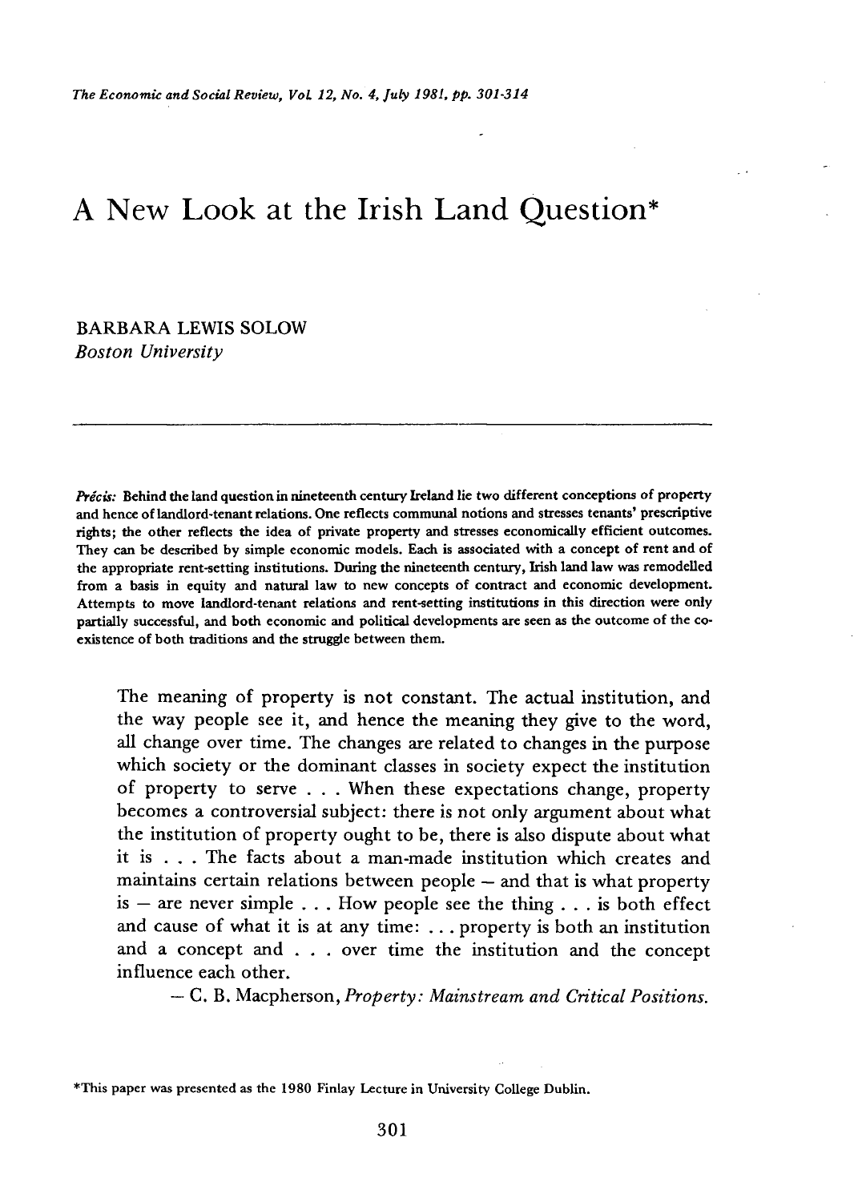# A New Look at the Irish Land Question*

BARBARA LEWIS SOLOW
*Boston University*

---

*Précis:* Behind the land question in nineteenth century Ireland lie two different conceptions of property and hence of landlord-tenant relations. One reflects communal notions and stresses tenants' prescriptive rights; the other reflects the idea of private property and stresses economically efficient outcomes. They can be described by simple economic models. Each is associated with a concept of rent and of the appropriate rent-setting institutions. During the nineteenth century, Irish land law was remodelled from a basis in equity and natural law to new concepts of contract and economic development. Attempts to move landlord-tenant relations and rent-setting institutions in this direction were only partially successful, and both economic and political developments are seen as the outcome of the co-existence of both traditions and the struggle between them.

> The meaning of property is not constant. The actual institution, and the way people see it, and hence the meaning they give to the word, all change over time. The changes are related to changes in the purpose which society or the dominant classes in society expect the institution of property to serve . . . When these expectations change, property becomes a controversial subject: there is not only argument about what the institution of property ought to be, there is also dispute about what it is . . . The facts about a man-made institution which creates and maintains certain relations between people – and that is what property is – are never simple . . . How people see the thing . . . is both effect and cause of what it is at any time: . . . property is both an institution and a concept and . . . over time the institution and the concept influence each other.
>
> – C. B. Macpherson, *Property: Mainstream and Critical Positions.*

*This paper was presented as the 1980 Finlay Lecture in University College Dublin.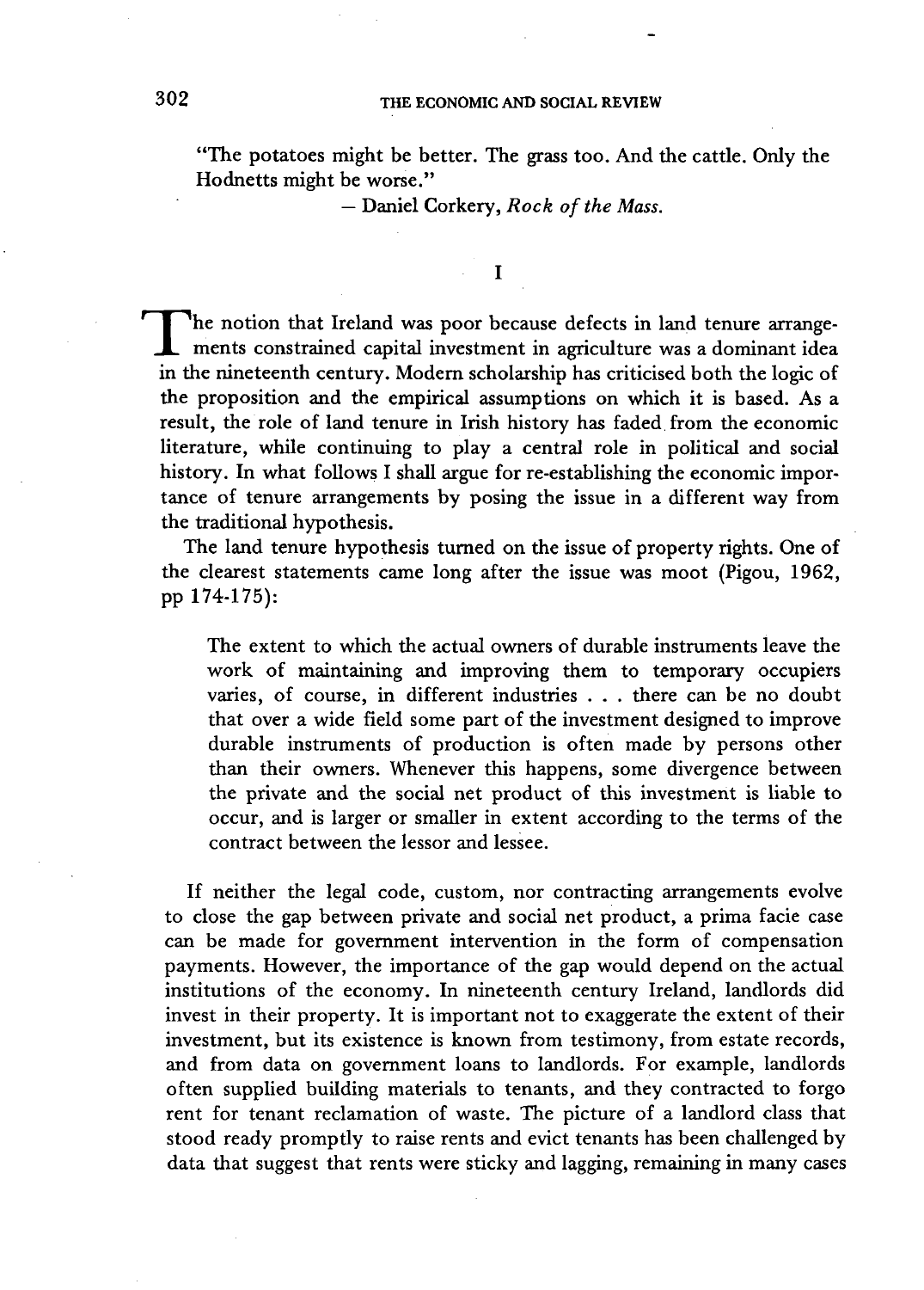"The potatoes might be better. The grass too. And the cattle. Only the Hodnetts might be worse."

— Daniel Corkery, *Rock of the Mass.*

## I

The notion that Ireland was poor because defects in land tenure arrangements constrained capital investment in agriculture was a dominant idea in the nineteenth century. Modern scholarship has criticised both the logic of the proposition and the empirical assumptions on which it is based. As a result, the role of land tenure in Irish history has faded from the economic literature, while continuing to play a central role in political and social history. In what follows I shall argue for re-establishing the economic importance of tenure arrangements by posing the issue in a different way from the traditional hypothesis.

The land tenure hypothesis turned on the issue of property rights. One of the clearest statements came long after the issue was moot (Pigou, 1962, pp 174-175):

> The extent to which the actual owners of durable instruments leave the work of maintaining and improving them to temporary occupiers varies, of course, in different industries . . . there can be no doubt that over a wide field some part of the investment designed to improve durable instruments of production is often made by persons other than their owners. Whenever this happens, some divergence between the private and the social net product of this investment is liable to occur, and is larger or smaller in extent according to the terms of the contract between the lessor and lessee.

If neither the legal code, custom, nor contracting arrangements evolve to close the gap between private and social net product, a prima facie case can be made for government intervention in the form of compensation payments. However, the importance of the gap would depend on the actual institutions of the economy. In nineteenth century Ireland, landlords did invest in their property. It is important not to exaggerate the extent of their investment, but its existence is known from testimony, from estate records, and from data on government loans to landlords. For example, landlords often supplied building materials to tenants, and they contracted to forgo rent for tenant reclamation of waste. The picture of a landlord class that stood ready promptly to raise rents and evict tenants has been challenged by data that suggest that rents were sticky and lagging, remaining in many cases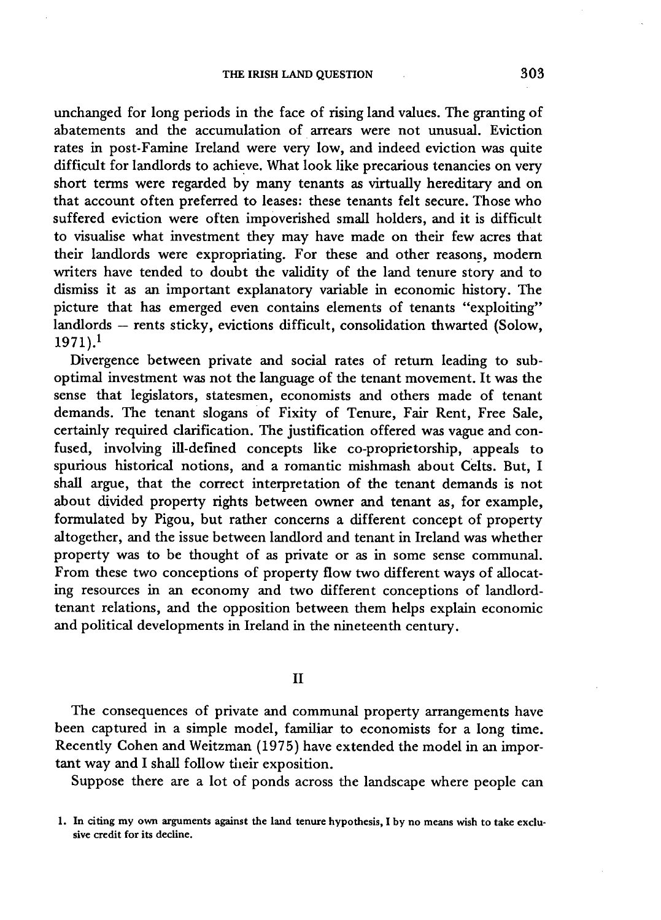unchanged for long periods in the face of rising land values. The granting of abatements and the accumulation of arrears were not unusual. Eviction rates in post-Famine Ireland were very low, and indeed eviction was quite difficult for landlords to achieve. What look like precarious tenancies on very short terms were regarded by many tenants as virtually hereditary and on that account often preferred to leases: these tenants felt secure. Those who suffered eviction were often impoverished small holders, and it is difficult to visualise what investment they may have made on their few acres that their landlords were expropriating. For these and other reasons, modern writers have tended to doubt the validity of the land tenure story and to dismiss it as an important explanatory variable in economic history. The picture that has emerged even contains elements of tenants "exploiting" landlords – rents sticky, evictions difficult, consolidation thwarted (Solow, 1971).[1]

Divergence between private and social rates of return leading to sub-optimal investment was not the language of the tenant movement. It was the sense that legislators, statesmen, economists and others made of tenant demands. The tenant slogans of Fixity of Tenure, Fair Rent, Free Sale, certainly required clarification. The justification offered was vague and confused, involving ill-defined concepts like co-proprietorship, appeals to spurious historical notions, and a romantic mishmash about Celts. But, I shall argue, that the correct interpretation of the tenant demands is not about divided property rights between owner and tenant as, for example, formulated by Pigou, but rather concerns a different concept of property altogether, and the issue between landlord and tenant in Ireland was whether property was to be thought of as private or as in some sense communal. From these two conceptions of property flow two different ways of allocating resources in an economy and two different conceptions of landlord-tenant relations, and the opposition between them helps explain economic and political developments in Ireland in the nineteenth century.

## II

The consequences of private and communal property arrangements have been captured in a simple model, familiar to economists for a long time. Recently Cohen and Weitzman (1975) have extended the model in an important way and I shall follow their exposition.

Suppose there are a lot of ponds across the landscape where people can

1. In citing my own arguments against the land tenure hypothesis, I by no means wish to take exclusive credit for its decline.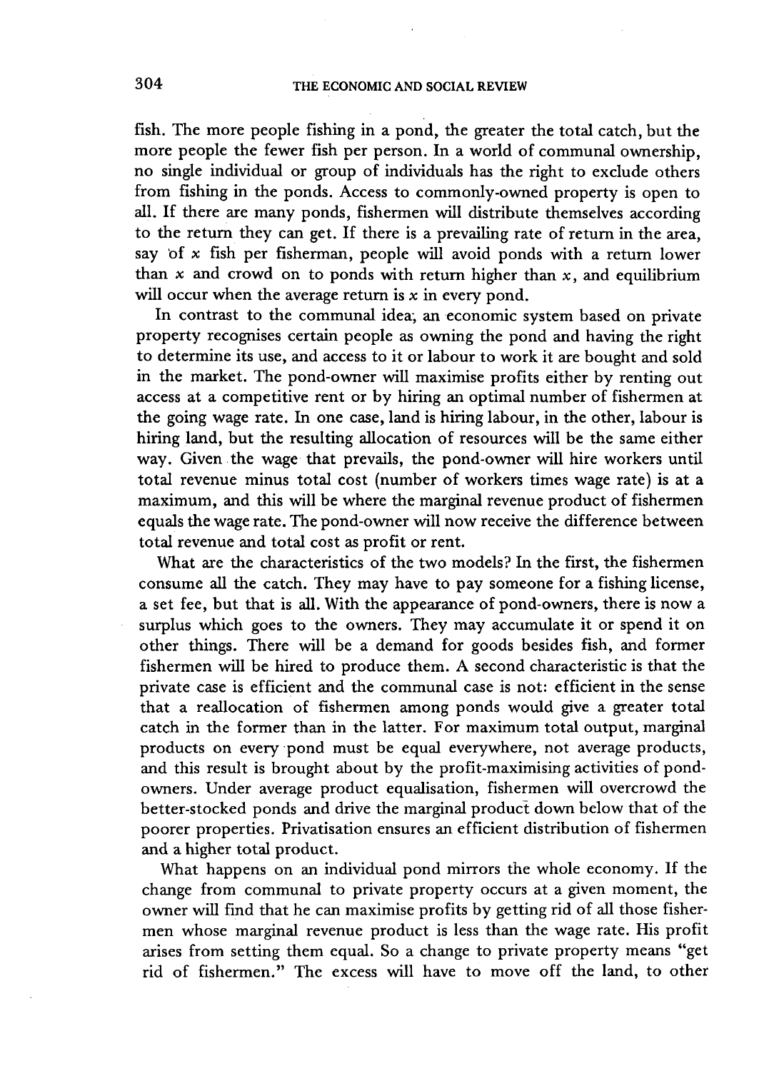fish. The more people fishing in a pond, the greater the total catch, but the more people the fewer fish per person. In a world of communal ownership, no single individual or group of individuals has the right to exclude others from fishing in the ponds. Access to commonly-owned property is open to all. If there are many ponds, fishermen will distribute themselves according to the return they can get. If there is a prevailing rate of return in the area, say of $x$ fish per fisherman, people will avoid ponds with a return lower than $x$ and crowd on to ponds with return higher than $x$, and equilibrium will occur when the average return is $x$ in every pond.

In contrast to the communal idea, an economic system based on private property recognises certain people as owning the pond and having the right to determine its use, and access to it or labour to work it are bought and sold in the market. The pond-owner will maximise profits either by renting out access at a competitive rent or by hiring an optimal number of fishermen at the going wage rate. In one case, land is hiring labour, in the other, labour is hiring land, but the resulting allocation of resources will be the same either way. Given the wage that prevails, the pond-owner will hire workers until total revenue minus total cost (number of workers times wage rate) is at a maximum, and this will be where the marginal revenue product of fishermen equals the wage rate. The pond-owner will now receive the difference between total revenue and total cost as profit or rent.

What are the characteristics of the two models? In the first, the fishermen consume all the catch. They may have to pay someone for a fishing license, a set fee, but that is all. With the appearance of pond-owners, there is now a surplus which goes to the owners. They may accumulate it or spend it on other things. There will be a demand for goods besides fish, and former fishermen will be hired to produce them. A second characteristic is that the private case is efficient and the communal case is not: efficient in the sense that a reallocation of fishermen among ponds would give a greater total catch in the former than in the latter. For maximum total output, marginal products on every pond must be equal everywhere, not average products, and this result is brought about by the profit-maximising activities of pond-owners. Under average product equalisation, fishermen will overcrowd the better-stocked ponds and drive the marginal product down below that of the poorer properties. Privatisation ensures an efficient distribution of fishermen and a higher total product.

What happens on an individual pond mirrors the whole economy. If the change from communal to private property occurs at a given moment, the owner will find that he can maximise profits by getting rid of all those fishermen whose marginal revenue product is less than the wage rate. His profit arises from setting them equal. So a change to private property means "get rid of fishermen." The excess will have to move off the land, to other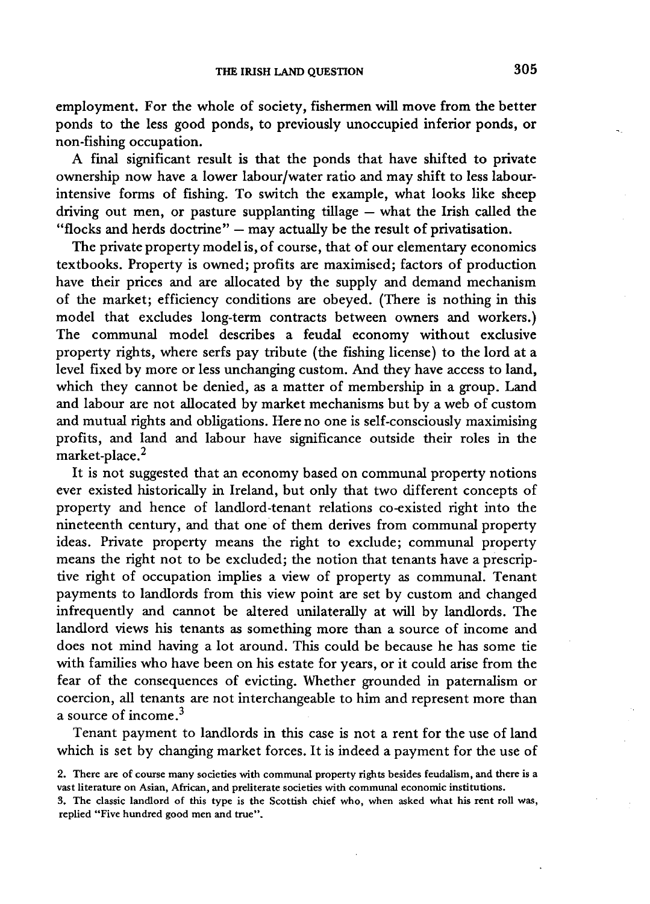employment. For the whole of society, fishermen will move from the better ponds to the less good ponds, to previously unoccupied inferior ponds, or non-fishing occupation.

A final significant result is that the ponds that have shifted to private ownership now have a lower labour/water ratio and may shift to less labour-intensive forms of fishing. To switch the example, what looks like sheep driving out men, or pasture supplanting tillage – what the Irish called the "flocks and herds doctrine" – may actually be the result of privatisation.

The private property model is, of course, that of our elementary economics textbooks. Property is owned; profits are maximised; factors of production have their prices and are allocated by the supply and demand mechanism of the market; efficiency conditions are obeyed. (There is nothing in this model that excludes long-term contracts between owners and workers.) The communal model describes a feudal economy without exclusive property rights, where serfs pay tribute (the fishing license) to the lord at a level fixed by more or less unchanging custom. And they have access to land, which they cannot be denied, as a matter of membership in a group. Land and labour are not allocated by market mechanisms but by a web of custom and mutual rights and obligations. Here no one is self-consciously maximising profits, and land and labour have significance outside their roles in the market-place.[2]

It is not suggested that an economy based on communal property notions ever existed historically in Ireland, but only that two different concepts of property and hence of landlord-tenant relations co-existed right into the nineteenth century, and that one of them derives from communal property ideas. Private property means the right to exclude; communal property means the right not to be excluded; the notion that tenants have a prescriptive right of occupation implies a view of property as communal. Tenant payments to landlords from this view point are set by custom and changed infrequently and cannot be altered unilaterally at will by landlords. The landlord views his tenants as something more than a source of income and does not mind having a lot around. This could be because he has some tie with families who have been on his estate for years, or it could arise from the fear of the consequences of evicting. Whether grounded in paternalism or coercion, all tenants are not interchangeable to him and represent more than a source of income.[3]

Tenant payment to landlords in this case is not a rent for the use of land which is set by changing market forces. It is indeed a payment for the use of

2. There are of course many societies with communal property rights besides feudalism, and there is a vast literature on Asian, African, and preliterate societies with communal economic institutions.

3. The classic landlord of this type is the Scottish chief who, when asked what his rent roll was, replied "Five hundred good men and true".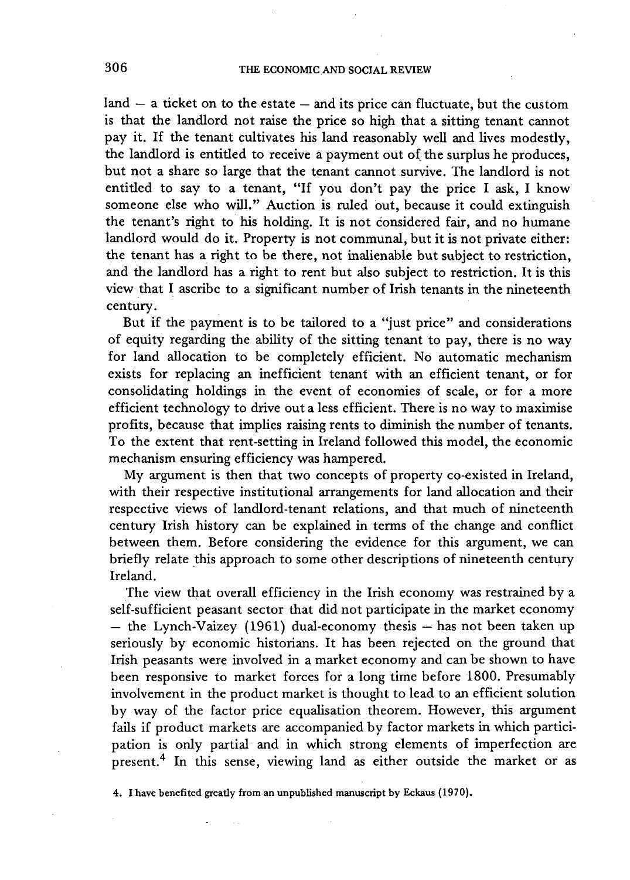land – a ticket on to the estate – and its price can fluctuate, but the custom is that the landlord not raise the price so high that a sitting tenant cannot pay it. If the tenant cultivates his land reasonably well and lives modestly, the landlord is entitled to receive a payment out of the surplus he produces, but not a share so large that the tenant cannot survive. The landlord is not entitled to say to a tenant, "If you don't pay the price I ask, I know someone else who will." Auction is ruled out, because it could extinguish the tenant's right to his holding. It is not considered fair, and no humane landlord would do it. Property is not communal, but it is not private either: the tenant has a right to be there, not inalienable but subject to restriction, and the landlord has a right to rent but also subject to restriction. It is this view that I ascribe to a significant number of Irish tenants in the nineteenth century.

But if the payment is to be tailored to a "just price" and considerations of equity regarding the ability of the sitting tenant to pay, there is no way for land allocation to be completely efficient. No automatic mechanism exists for replacing an inefficient tenant with an efficient tenant, or for consolidating holdings in the event of economies of scale, or for a more efficient technology to drive out a less efficient. There is no way to maximise profits, because that implies raising rents to diminish the number of tenants. To the extent that rent-setting in Ireland followed this model, the economic mechanism ensuring efficiency was hampered.

My argument is then that two concepts of property co-existed in Ireland, with their respective institutional arrangements for land allocation and their respective views of landlord-tenant relations, and that much of nineteenth century Irish history can be explained in terms of the change and conflict between them. Before considering the evidence for this argument, we can briefly relate this approach to some other descriptions of nineteenth century Ireland.

The view that overall efficiency in the Irish economy was restrained by a self-sufficient peasant sector that did not participate in the market economy – the Lynch-Vaizey (1961) dual-economy thesis – has not been taken up seriously by economic historians. It has been rejected on the ground that Irish peasants were involved in a market economy and can be shown to have been responsive to market forces for a long time before 1800. Presumably involvement in the product market is thought to lead to an efficient solution by way of the factor price equalisation theorem. However, this argument fails if product markets are accompanied by factor markets in which participation is only partial and in which strong elements of imperfection are present.[4] In this sense, viewing land as either outside the market or as

4. I have benefited greatly from an unpublished manuscript by Eckaus (1970).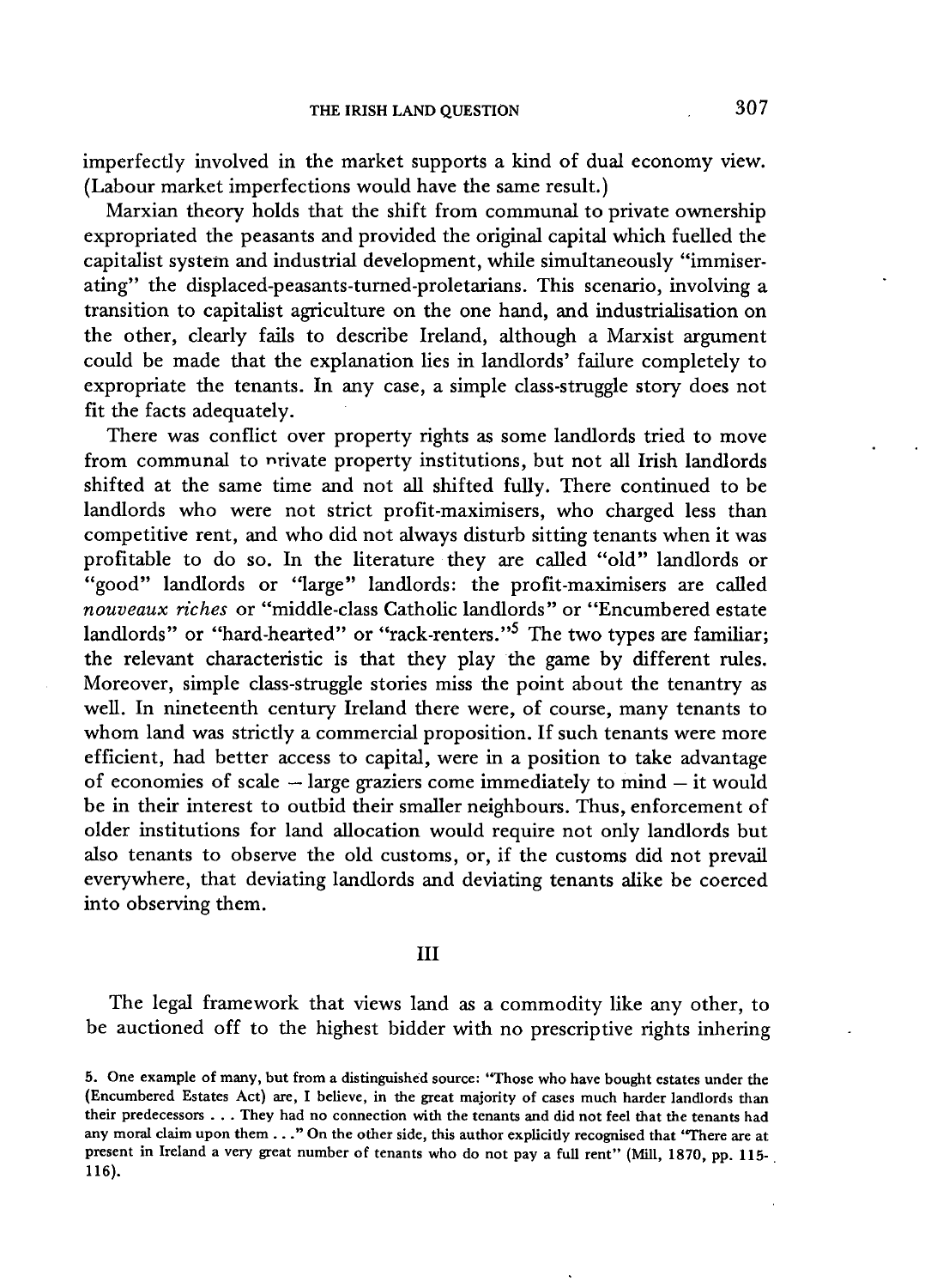imperfectly involved in the market supports a kind of dual economy view. (Labour market imperfections would have the same result.)

Marxian theory holds that the shift from communal to private ownership expropriated the peasants and provided the original capital which fuelled the capitalist system and industrial development, while simultaneously "immiserating" the displaced-peasants-turned-proletarians. This scenario, involving a transition to capitalist agriculture on the one hand, and industrialisation on the other, clearly fails to describe Ireland, although a Marxist argument could be made that the explanation lies in landlords' failure completely to expropriate the tenants. In any case, a simple class-struggle story does not fit the facts adequately.

There was conflict over property rights as some landlords tried to move from communal to private property institutions, but not all Irish landlords shifted at the same time and not all shifted fully. There continued to be landlords who were not strict profit-maximisers, who charged less than competitive rent, and who did not always disturb sitting tenants when it was profitable to do so. In the literature they are called "old" landlords or "good" landlords or "large" landlords: the profit-maximisers are called *nouveaux riches* or "middle-class Catholic landlords" or "Encumbered estate landlords" or "hard-hearted" or "rack-renters."[5] The two types are familiar; the relevant characteristic is that they play the game by different rules. Moreover, simple class-struggle stories miss the point about the tenantry as well. In nineteenth century Ireland there were, of course, many tenants to whom land was strictly a commercial proposition. If such tenants were more efficient, had better access to capital, were in a position to take advantage of economies of scale — large graziers come immediately to mind — it would be in their interest to outbid their smaller neighbours. Thus, enforcement of older institutions for land allocation would require not only landlords but also tenants to observe the old customs, or, if the customs did not prevail everywhere, that deviating landlords and deviating tenants alike be coerced into observing them.

## III

The legal framework that views land as a commodity like any other, to be auctioned off to the highest bidder with no prescriptive rights inhering

5. One example of many, but from a distinguished source: "Those who have bought estates under the (Encumbered Estates Act) are, I believe, in the great majority of cases much harder landlords than their predecessors . . . They had no connection with the tenants and did not feel that the tenants had any moral claim upon them . . ." On the other side, this author explicitly recognised that "There are at present in Ireland a very great number of tenants who do not pay a full rent" (Mill, 1870, pp. 115-116).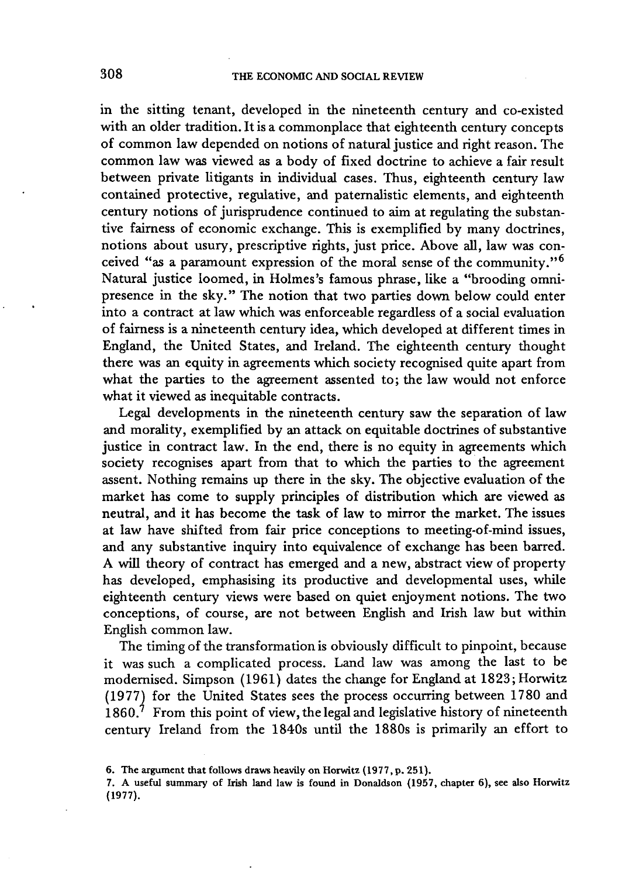in the sitting tenant, developed in the nineteenth century and co-existed with an older tradition. It is a commonplace that eighteenth century concepts of common law depended on notions of natural justice and right reason. The common law was viewed as a body of fixed doctrine to achieve a fair result between private litigants in individual cases. Thus, eighteenth century law contained protective, regulative, and paternalistic elements, and eighteenth century notions of jurisprudence continued to aim at regulating the substantive fairness of economic exchange. This is exemplified by many doctrines, notions about usury, prescriptive rights, just price. Above all, law was conceived "as a paramount expression of the moral sense of the community."[6] Natural justice loomed, in Holmes's famous phrase, like a "brooding omnipresence in the sky." The notion that two parties down below could enter into a contract at law which was enforceable regardless of a social evaluation of fairness is a nineteenth century idea, which developed at different times in England, the United States, and Ireland. The eighteenth century thought there was an equity in agreements which society recognised quite apart from what the parties to the agreement assented to; the law would not enforce what it viewed as inequitable contracts.

Legal developments in the nineteenth century saw the separation of law and morality, exemplified by an attack on equitable doctrines of substantive justice in contract law. In the end, there is no equity in agreements which society recognises apart from that to which the parties to the agreement assent. Nothing remains up there in the sky. The objective evaluation of the market has come to supply principles of distribution which are viewed as neutral, and it has become the task of law to mirror the market. The issues at law have shifted from fair price conceptions to meeting-of-mind issues, and any substantive inquiry into equivalence of exchange has been barred. A will theory of contract has emerged and a new, abstract view of property has developed, emphasising its productive and developmental uses, while eighteenth century views were based on quiet enjoyment notions. The two conceptions, of course, are not between English and Irish law but within English common law.

The timing of the transformation is obviously difficult to pinpoint, because it was such a complicated process. Land law was among the last to be modernised. Simpson (1961) dates the change for England at 1823; Horwitz (1977) for the United States sees the process occurring between 1780 and 1860.[7] From this point of view, the legal and legislative history of nineteenth century Ireland from the 1840s until the 1880s is primarily an effort to

6. The argument that follows draws heavily on Horwitz (1977, p. 251).

7. A useful summary of Irish land law is found in Donaldson (1957, chapter 6), see also Horwitz (1977).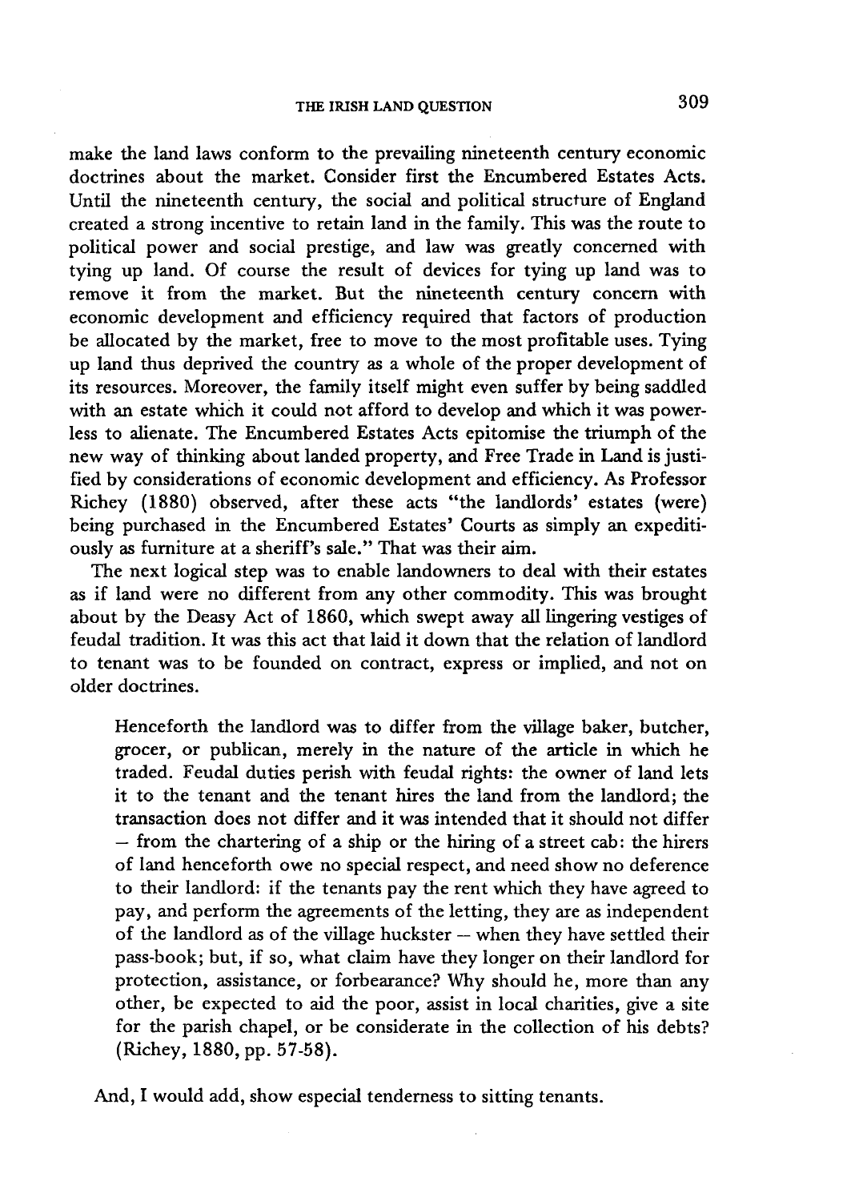make the land laws conform to the prevailing nineteenth century economic doctrines about the market. Consider first the Encumbered Estates Acts. Until the nineteenth century, the social and political structure of England created a strong incentive to retain land in the family. This was the route to political power and social prestige, and law was greatly concerned with tying up land. Of course the result of devices for tying up land was to remove it from the market. But the nineteenth century concern with economic development and efficiency required that factors of production be allocated by the market, free to move to the most profitable uses. Tying up land thus deprived the country as a whole of the proper development of its resources. Moreover, the family itself might even suffer by being saddled with an estate which it could not afford to develop and which it was powerless to alienate. The Encumbered Estates Acts epitomise the triumph of the new way of thinking about landed property, and Free Trade in Land is justified by considerations of economic development and efficiency. As Professor Richey (1880) observed, after these acts "the landlords' estates (were) being purchased in the Encumbered Estates' Courts as simply an expeditiously as furniture at a sheriff's sale." That was their aim.

The next logical step was to enable landowners to deal with their estates as if land were no different from any other commodity. This was brought about by the Deasy Act of 1860, which swept away all lingering vestiges of feudal tradition. It was this act that laid it down that the relation of landlord to tenant was to be founded on contract, express or implied, and not on older doctrines.

> Henceforth the landlord was to differ from the village baker, butcher, grocer, or publican, merely in the nature of the article in which he traded. Feudal duties perish with feudal rights: the owner of land lets it to the tenant and the tenant hires the land from the landlord; the transaction does not differ and it was intended that it should not differ – from the chartering of a ship or the hiring of a street cab: the hirers of land henceforth owe no special respect, and need show no deference to their landlord: if the tenants pay the rent which they have agreed to pay, and perform the agreements of the letting, they are as independent of the landlord as of the village huckster – when they have settled their pass-book; but, if so, what claim have they longer on their landlord for protection, assistance, or forbearance? Why should he, more than any other, be expected to aid the poor, assist in local charities, give a site for the parish chapel, or be considerate in the collection of his debts? (Richey, 1880, pp. 57-58).

And, I would add, show especial tenderness to sitting tenants.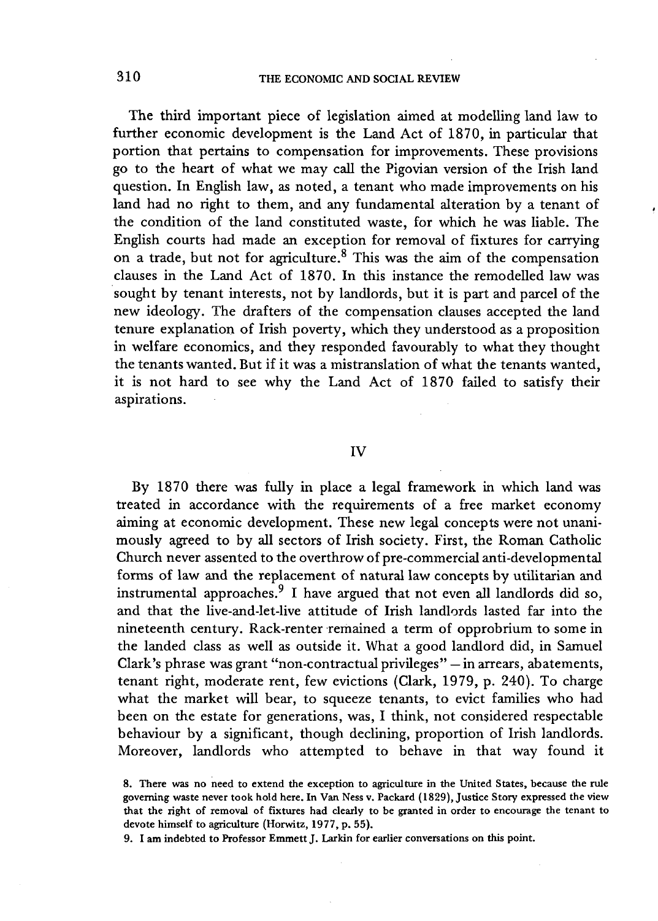The third important piece of legislation aimed at modelling land law to further economic development is the Land Act of 1870, in particular that portion that pertains to compensation for improvements. These provisions go to the heart of what we may call the Pigovian version of the Irish land question. In English law, as noted, a tenant who made improvements on his land had no right to them, and any fundamental alteration by a tenant of the condition of the land constituted waste, for which he was liable. The English courts had made an exception for removal of fixtures for carrying on a trade, but not for agriculture.[8] This was the aim of the compensation clauses in the Land Act of 1870. In this instance the remodelled law was sought by tenant interests, not by landlords, but it is part and parcel of the new ideology. The drafters of the compensation clauses accepted the land tenure explanation of Irish poverty, which they understood as a proposition in welfare economics, and they responded favourably to what they thought the tenants wanted. But if it was a mistranslation of what the tenants wanted, it is not hard to see why the Land Act of 1870 failed to satisfy their aspirations.

## IV

By 1870 there was fully in place a legal framework in which land was treated in accordance with the requirements of a free market economy aiming at economic development. These new legal concepts were not unanimously agreed to by all sectors of Irish society. First, the Roman Catholic Church never assented to the overthrow of pre-commercial anti-developmental forms of law and the replacement of natural law concepts by utilitarian and instrumental approaches.[9] I have argued that not even all landlords did so, and that the live-and-let-live attitude of Irish landlords lasted far into the nineteenth century. Rack-renter remained a term of opprobrium to some in the landed class as well as outside it. What a good landlord did, in Samuel Clark's phrase was grant "non-contractual privileges" – in arrears, abatements, tenant right, moderate rent, few evictions (Clark, 1979, p. 240). To charge what the market will bear, to squeeze tenants, to evict families who had been on the estate for generations, was, I think, not considered respectable behaviour by a significant, though declining, proportion of Irish landlords. Moreover, landlords who attempted to behave in that way found it

8. There was no need to extend the exception to agriculture in the United States, because the rule governing waste never took hold here. In Van Ness v. Packard (1829), Justice Story expressed the view that the right of removal of fixtures had clearly to be granted in order to encourage the tenant to devote himself to agriculture (Horwitz, 1977, p. 55).

9. I am indebted to Professor Emmett J. Larkin for earlier conversations on this point.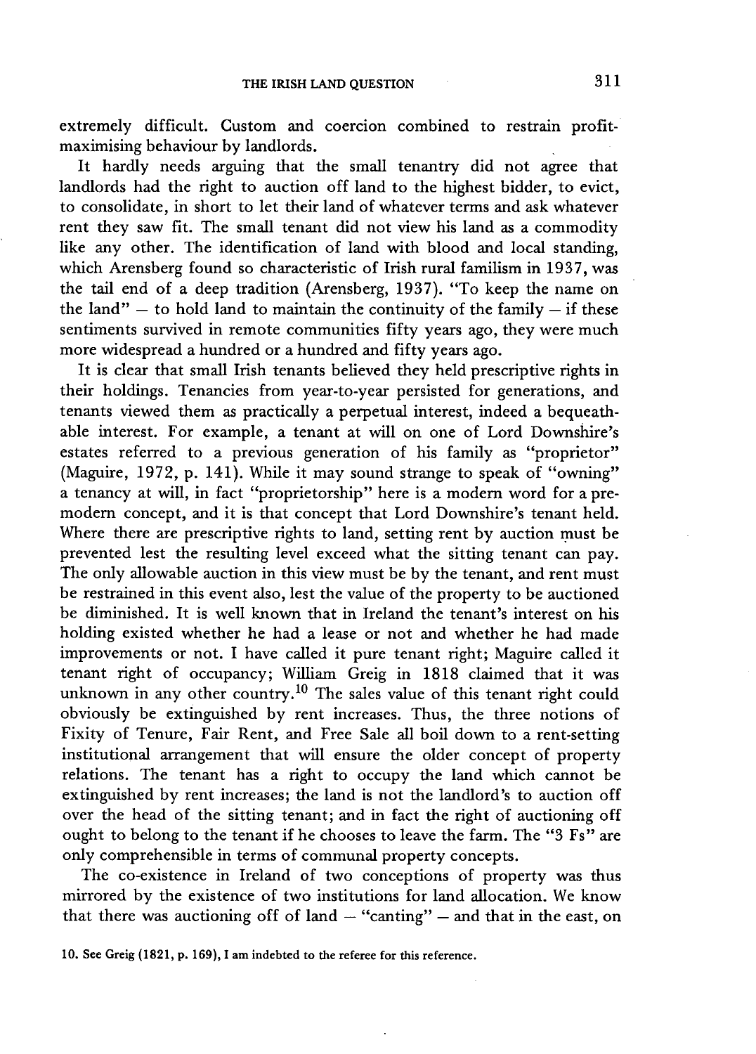extremely difficult. Custom and coercion combined to restrain profit-maximising behaviour by landlords.

It hardly needs arguing that the small tenantry did not agree that landlords had the right to auction off land to the highest bidder, to evict, to consolidate, in short to let their land of whatever terms and ask whatever rent they saw fit. The small tenant did not view his land as a commodity like any other. The identification of land with blood and local standing, which Arensberg found so characteristic of Irish rural familism in 1937, was the tail end of a deep tradition (Arensberg, 1937). "To keep the name on the land" – to hold land to maintain the continuity of the family – if these sentiments survived in remote communities fifty years ago, they were much more widespread a hundred or a hundred and fifty years ago.

It is clear that small Irish tenants believed they held prescriptive rights in their holdings. Tenancies from year-to-year persisted for generations, and tenants viewed them as practically a perpetual interest, indeed a bequeathable interest. For example, a tenant at will on one of Lord Downshire's estates referred to a previous generation of his family as "proprietor" (Maguire, 1972, p. 141). While it may sound strange to speak of "owning" a tenancy at will, in fact "proprietorship" here is a modern word for a pre-modern concept, and it is that concept that Lord Downshire's tenant held. Where there are prescriptive rights to land, setting rent by auction must be prevented lest the resulting level exceed what the sitting tenant can pay. The only allowable auction in this view must be by the tenant, and rent must be restrained in this event also, lest the value of the property to be auctioned be diminished. It is well known that in Ireland the tenant's interest on his holding existed whether he had a lease or not and whether he had made improvements or not. I have called it pure tenant right; Maguire called it tenant right of occupancy; William Greig in 1818 claimed that it was unknown in any other country.[10] The sales value of this tenant right could obviously be extinguished by rent increases. Thus, the three notions of Fixity of Tenure, Fair Rent, and Free Sale all boil down to a rent-setting institutional arrangement that will ensure the older concept of property relations. The tenant has a right to occupy the land which cannot be extinguished by rent increases; the land is not the landlord's to auction off over the head of the sitting tenant; and in fact the right of auctioning off ought to belong to the tenant if he chooses to leave the farm. The "3 Fs" are only comprehensible in terms of communal property concepts.

The co-existence in Ireland of two conceptions of property was thus mirrored by the existence of two institutions for land allocation. We know that there was auctioning off of land – "canting" – and that in the east, on

10. See Greig (1821, p. 169), I am indebted to the referee for this reference.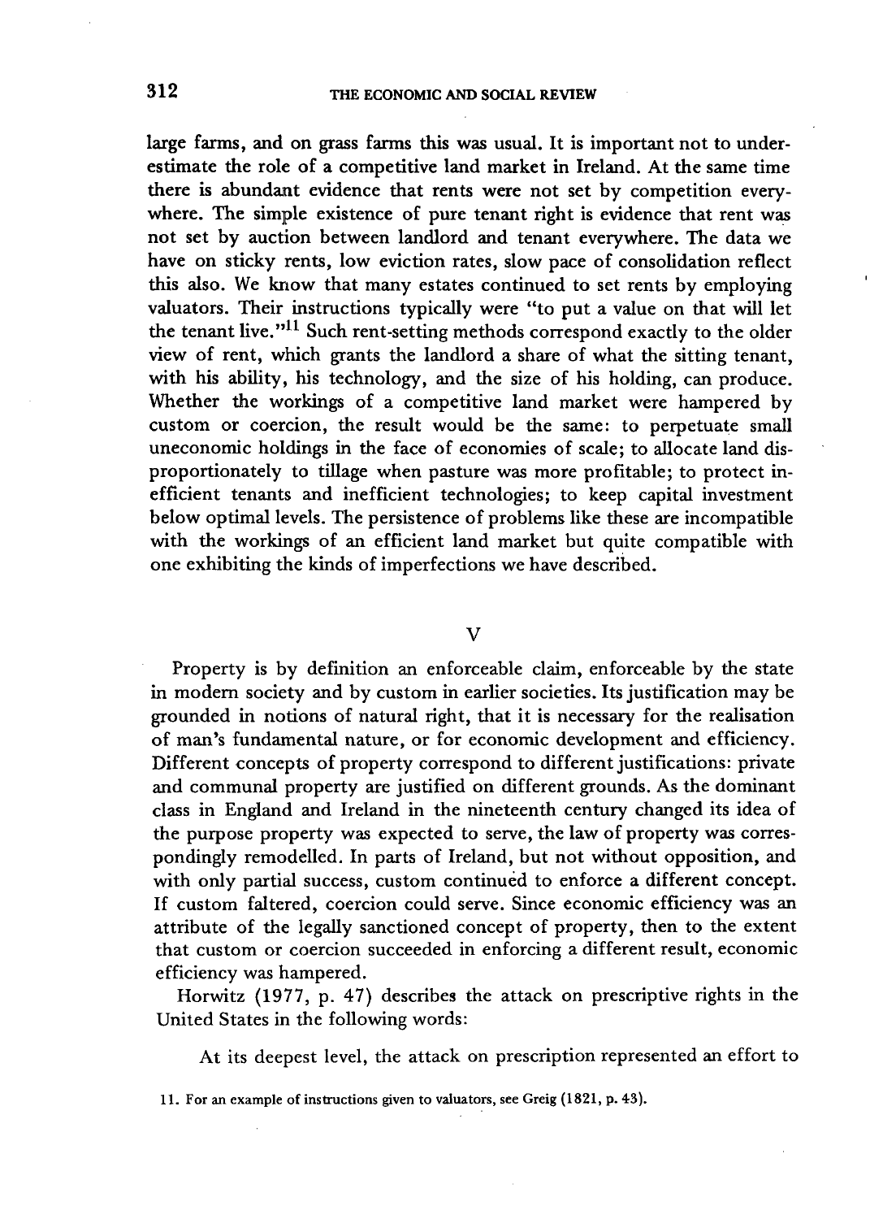large farms, and on grass farms this was usual. It is important not to underestimate the role of a competitive land market in Ireland. At the same time there is abundant evidence that rents were not set by competition everywhere. The simple existence of pure tenant right is evidence that rent was not set by auction between landlord and tenant everywhere. The data we have on sticky rents, low eviction rates, slow pace of consolidation reflect this also. We know that many estates continued to set rents by employing valuators. Their instructions typically were "to put a value on that will let the tenant live."[11] Such rent-setting methods correspond exactly to the older view of rent, which grants the landlord a share of what the sitting tenant, with his ability, his technology, and the size of his holding, can produce. Whether the workings of a competitive land market were hampered by custom or coercion, the result would be the same: to perpetuate small uneconomic holdings in the face of economies of scale; to allocate land disproportionately to tillage when pasture was more profitable; to protect inefficient tenants and inefficient technologies; to keep capital investment below optimal levels. The persistence of problems like these are incompatible with the workings of an efficient land market but quite compatible with one exhibiting the kinds of imperfections we have described.

## V

Property is by definition an enforceable claim, enforceable by the state in modern society and by custom in earlier societies. Its justification may be grounded in notions of natural right, that it is necessary for the realisation of man's fundamental nature, or for economic development and efficiency. Different concepts of property correspond to different justifications: private and communal property are justified on different grounds. As the dominant class in England and Ireland in the nineteenth century changed its idea of the purpose property was expected to serve, the law of property was correspondingly remodelled. In parts of Ireland, but not without opposition, and with only partial success, custom continued to enforce a different concept. If custom faltered, coercion could serve. Since economic efficiency was an attribute of the legally sanctioned concept of property, then to the extent that custom or coercion succeeded in enforcing a different result, economic efficiency was hampered.

Horwitz (1977, p. 47) describes the attack on prescriptive rights in the United States in the following words:

> At its deepest level, the attack on prescription represented an effort to

11. For an example of instructions given to valuators, see Greig (1821, p. 43).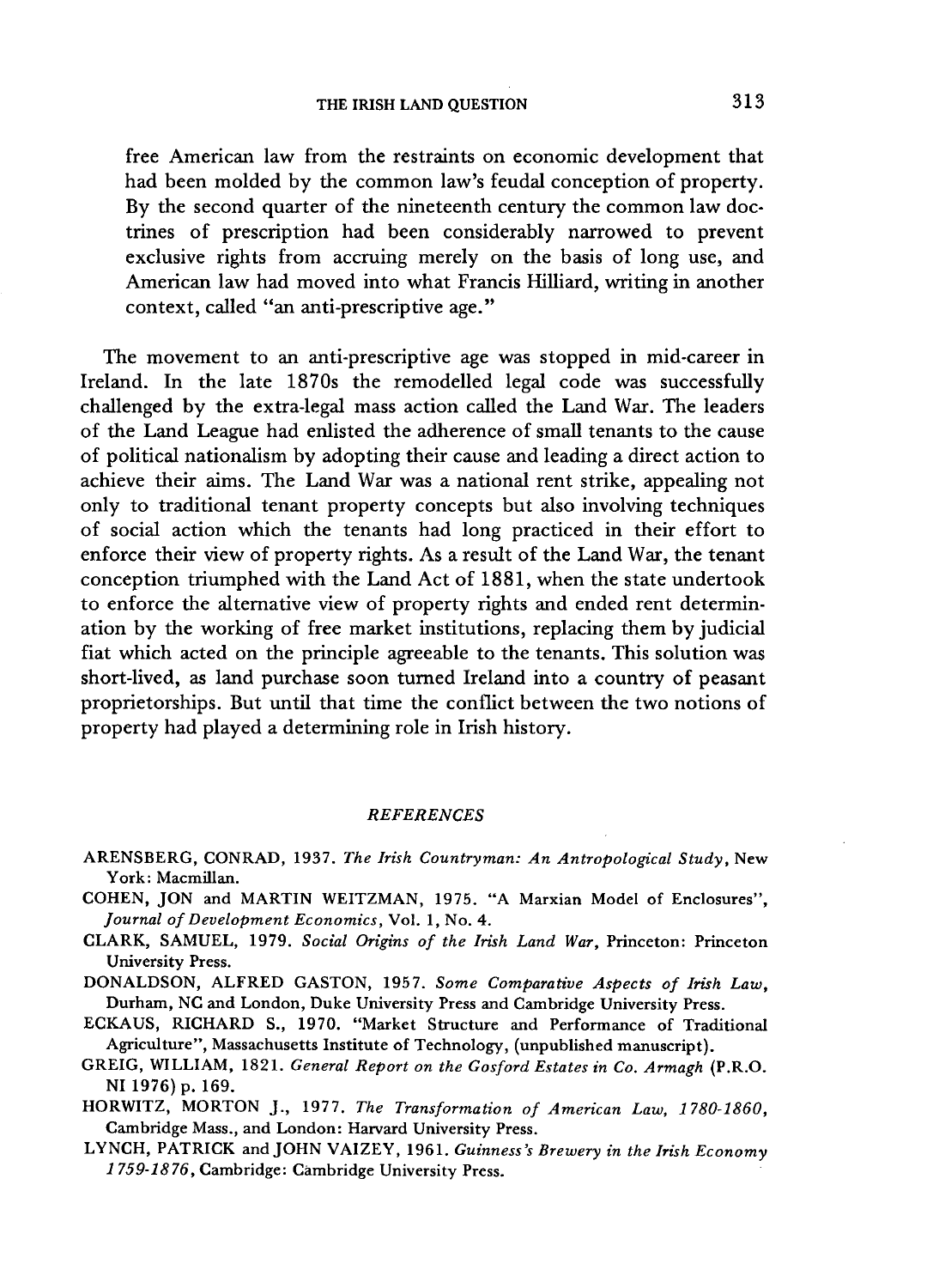free American law from the restraints on economic development that had been molded by the common law's feudal conception of property. By the second quarter of the nineteenth century the common law doctrines of prescription had been considerably narrowed to prevent exclusive rights from accruing merely on the basis of long use, and American law had moved into what Francis Hilliard, writing in another context, called "an anti-prescriptive age."

The movement to an anti-prescriptive age was stopped in mid-career in Ireland. In the late 1870s the remodelled legal code was successfully challenged by the extra-legal mass action called the Land War. The leaders of the Land League had enlisted the adherence of small tenants to the cause of political nationalism by adopting their cause and leading a direct action to achieve their aims. The Land War was a national rent strike, appealing not only to traditional tenant property concepts but also involving techniques of social action which the tenants had long practiced in their effort to enforce their view of property rights. As a result of the Land War, the tenant conception triumphed with the Land Act of 1881, when the state undertook to enforce the alternative view of property rights and ended rent determination by the working of free market institutions, replacing them by judicial fiat which acted on the principle agreeable to the tenants. This solution was short-lived, as land purchase soon turned Ireland into a country of peasant proprietorships. But until that time the conflict between the two notions of property had played a determining role in Irish history.

## *REFERENCES*

ARENSBERG, CONRAD, 1937. *The Irish Countryman: An Antropological Study*, New York: Macmillan.

COHEN, JON and MARTIN WEITZMAN, 1975. "A Marxian Model of Enclosures", *Journal of Development Economics*, Vol. 1, No. 4.

CLARK, SAMUEL, 1979. *Social Origins of the Irish Land War*, Princeton: Princeton University Press.

DONALDSON, ALFRED GASTON, 1957. *Some Comparative Aspects of Irish Law*, Durham, NC and London, Duke University Press and Cambridge University Press.

ECKAUS, RICHARD S., 1970. "Market Structure and Performance of Traditional Agriculture", Massachusetts Institute of Technology, (unpublished manuscript).

GREIG, WILLIAM, 1821. *General Report on the Gosford Estates in Co. Armagh* (P.R.O. NI 1976) p. 169.

HORWITZ, MORTON J., 1977. *The Transformation of American Law, 1780-1860*, Cambridge Mass., and London: Harvard University Press.

LYNCH, PATRICK and JOHN VAIZEY, 1961. *Guinness's Brewery in the Irish Economy 1759-1876*, Cambridge: Cambridge University Press.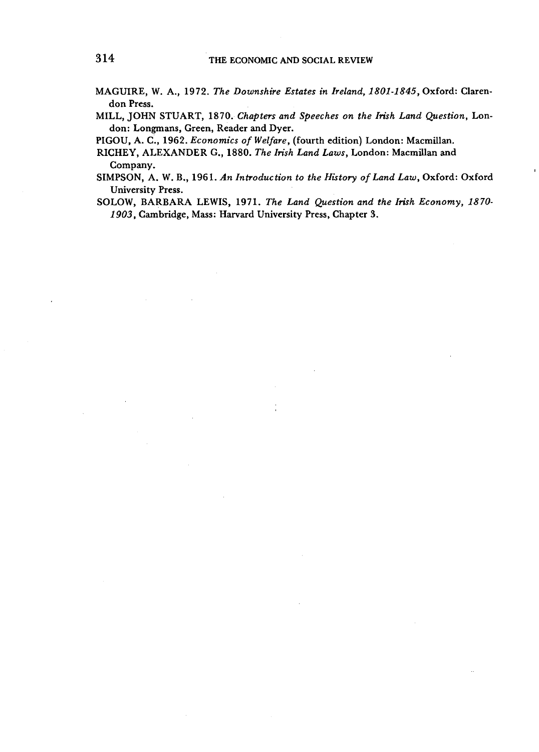MAGUIRE, W. A., 1972. *The Downshire Estates in Ireland, 1801-1845*, Oxford: Clarendon Press.

MILL, JOHN STUART, 1870. *Chapters and Speeches on the Irish Land Question*, London: Longmans, Green, Reader and Dyer.

PIGOU, A. C., 1962. *Economics of Welfare*, (fourth edition) London: Macmillan.

RICHEY, ALEXANDER G., 1880. *The Irish Land Laws*, London: Macmillan and Company.

SIMPSON, A. W. B., 1961. *An Introduction to the History of Land Law*, Oxford: Oxford University Press.

SOLOW, BARBARA LEWIS, 1971. *The Land Question and the Irish Economy, 1870-1903*, Cambridge, Mass: Harvard University Press, Chapter 3.